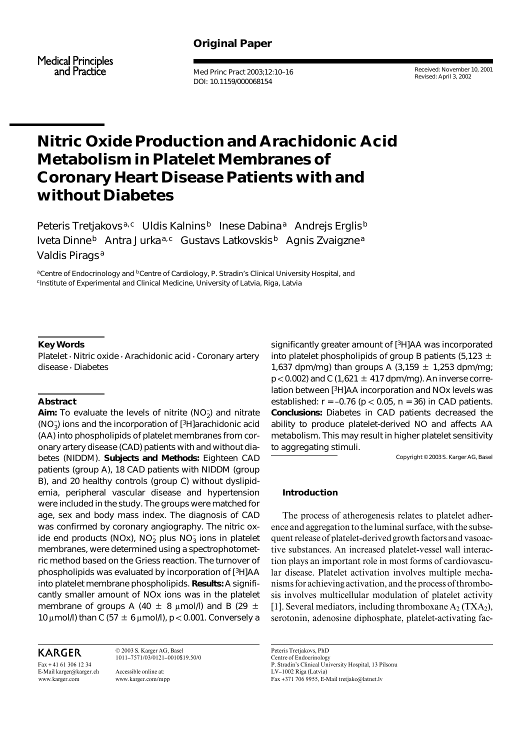Original Paper

Medical Principles and Practice

Received: November 10, 2001
Revised: April 3, 2002

# Nitric Oxide Production and Arachidonic Acid Metabolism in Platelet Membranes of Coronary Heart Disease Patients with and without Diabetes

Peteris Tretjakovs [a,c] Uldis Kalnins [b] Inese Dabina [a] Andrejs Erglis [b] Iveta Dinne [b] Antra Jurka [a,c] Gustavs Latkovskis [b] Agnis Zvaigzne [a] Valdis Pirags [a]

[a] Centre of Endocrinology and [b] Centre of Cardiology, P. Stradin's Clinical University Hospital, and [c] Institute of Experimental and Clinical Medicine, University of Latvia, Riga, Latvia

### Key Words

Platelet · Nitric oxide · Arachidonic acid · Coronary artery disease · Diabetes

### Abstract

**Aim:** To evaluate the levels of nitrite ($NO_2^-$) and nitrate ($NO_3^-$) ions and the incorporation of [$^3$H]arachidonic acid (AA) into phospholipids of platelet membranes from coronary artery disease (CAD) patients with and without diabetes (NIDDM). **Subjects and Methods:** Eighteen CAD patients (group A), 18 CAD patients with NIDDM (group B), and 20 healthy controls (group C) without dyslipidemia, peripheral vascular disease and hypertension were included in the study. The groups were matched for age, sex and body mass index. The diagnosis of CAD was confirmed by coronary angiography. The nitric oxide end products (NOx), $NO_2^-$ plus $NO_3^-$ ions in platelet membranes, were determined using a spectrophotometric method based on the Griess reaction. The turnover of phospholipids was evaluated by incorporation of [$^3$H]AA into platelet membrane phospholipids. **Results:** A significantly smaller amount of NOx ions was in the platelet membrane of groups A ($40 \pm 8$ μmol/l) and B ($29 \pm 10$ μmol/l) than C ($57 \pm 6$ μmol/l), $p < 0.001$. Conversely a significantly greater amount of [$^3$H]AA was incorporated into platelet phospholipids of group B patients ($5{,}123 \pm 1{,}637$ dpm/mg) than groups A ($3{,}159 \pm 1{,}253$ dpm/mg; $p < 0.002$) and C ($1{,}621 \pm 417$ dpm/mg). An inverse correlation between [$^3$H]AA incorporation and NOx levels was established: $r = -0.76$ ($p < 0.05$, $n = 36$) in CAD patients. **Conclusions:** Diabetes in CAD patients decreased the ability to produce platelet-derived NO and affects AA metabolism. This may result in higher platelet sensitivity to aggregating stimuli.

Copyright © 2003 S. Karger AG, Basel

## Introduction

The process of atherogenesis relates to platelet adherence and aggregation to the luminal surface, with the subsequent release of platelet-derived growth factors and vasoactive substances. An increased platelet-vessel wall interaction plays an important role in most forms of cardiovascular disease. Platelet activation involves multiple mechanisms for achieving activation, and the process of thrombosis involves multicellular modulation of platelet activity [1]. Several mediators, including thromboxane $A_2$ ($TXA_2$), serotonin, adenosine diphosphate, platelet-activating fac-

KARGER

Fax + 41 61 306 12 34
E-Mail karger@karger.ch
www.karger.com

© 2003 S. Karger AG, Basel
1011–7571/03/0121–0010$19.50/0

Accessible online at:
www.karger.com/mpp

Peteris Tretjakovs, PhD
Centre of Endocrinology
P. Stradin's Clinical University Hospital, 13 Pilsonu
LV–1002 Riga (Latvia)
Fax +371 706 9955, E-Mail tretjako@latnet.lv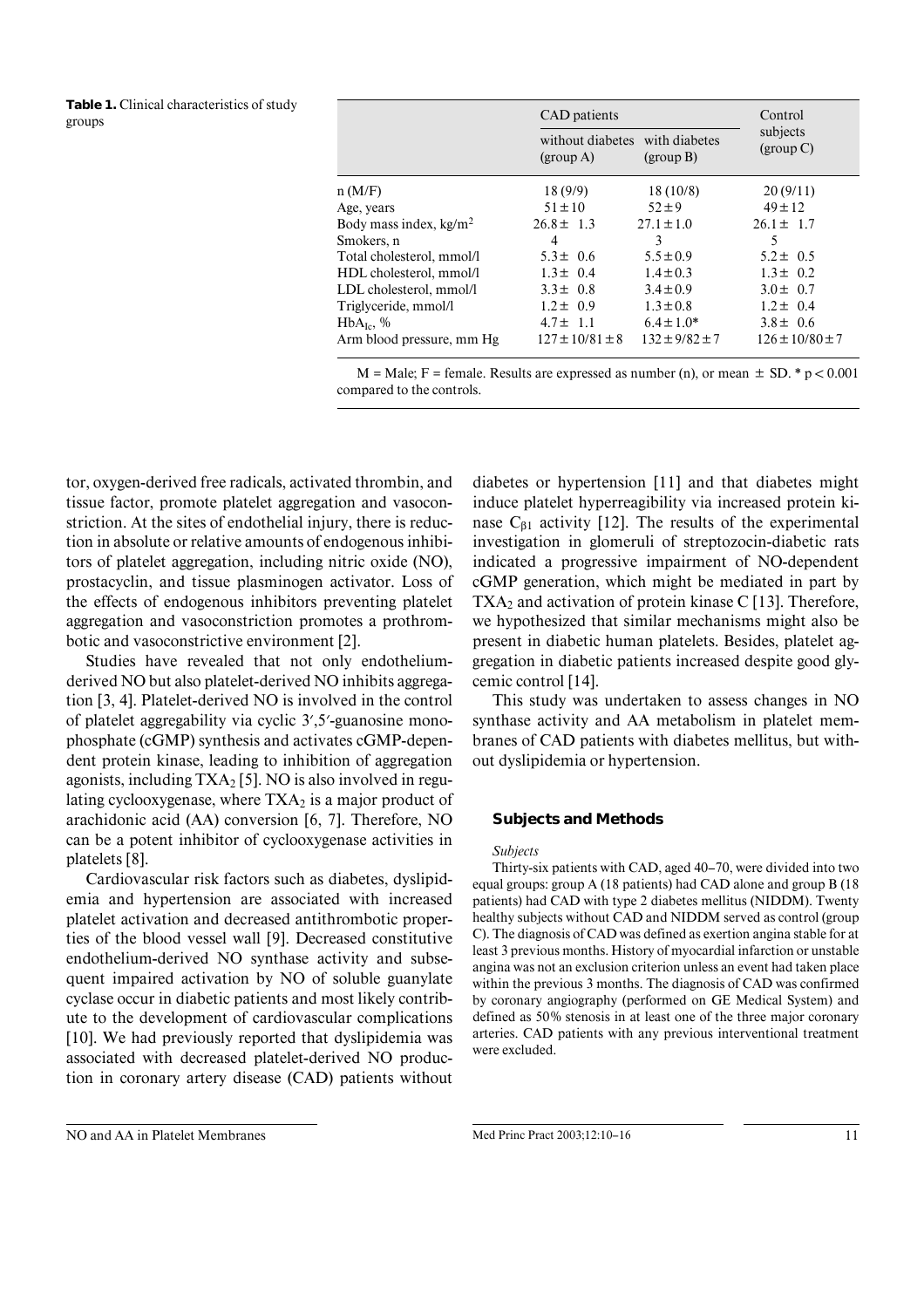**Table 1.** Clinical characteristics of study groups

| | CAD patients | | Control subjects (group C) |
|---|---|---|---|
| | without diabetes (group A) | with diabetes (group B) | |
| n (M/F) | 18 (9/9) | 18 (10/8) | 20 (9/11) |
| Age, years | $51 \pm 10$ | $52 \pm 9$ | $49 \pm 12$ |
| Body mass index, $kg/m^2$ | $26.8 \pm 1.3$ | $27.1 \pm 1.0$ | $26.1 \pm 1.7$ |
| Smokers, n | 4 | 3 | 5 |
| Total cholesterol, mmol/l | $5.3 \pm 0.6$ | $5.5 \pm 0.9$ | $5.2 \pm 0.5$ |
| HDL cholesterol, mmol/l | $1.3 \pm 0.4$ | $1.4 \pm 0.3$ | $1.3 \pm 0.2$ |
| LDL cholesterol, mmol/l | $3.3 \pm 0.8$ | $3.4 \pm 0.9$ | $3.0 \pm 0.7$ |
| Triglyceride, mmol/l | $1.2 \pm 0.9$ | $1.3 \pm 0.8$ | $1.2 \pm 0.4$ |
| $HbA_{1c}$, % | $4.7 \pm 1.1$ | $6.4 \pm 1.0$* | $3.8 \pm 0.6$ |
| Arm blood pressure, mm Hg | $127 \pm 10/81 \pm 8$ | $132 \pm 9/82 \pm 7$ | $126 \pm 10/80 \pm 7$ |

M = Male; F = female. Results are expressed as number (n), or mean $\pm$ SD. * $p < 0.001$ compared to the controls.

tor, oxygen-derived free radicals, activated thrombin, and tissue factor, promote platelet aggregation and vasoconstriction. At the sites of endothelial injury, there is reduction in absolute or relative amounts of endogenous inhibitors of platelet aggregation, including nitric oxide (NO), prostacyclin, and tissue plasminogen activator. Loss of the effects of endogenous inhibitors preventing platelet aggregation and vasoconstriction promotes a prothrombotic and vasoconstrictive environment [2].

Studies have revealed that not only endothelium-derived NO but also platelet-derived NO inhibits aggregation [3, 4]. Platelet-derived NO is involved in the control of platelet aggregability via cyclic 3′,5′-guanosine monophosphate (cGMP) synthesis and activates cGMP-dependent protein kinase, leading to inhibition of aggregation agonists, including $TXA_2$ [5]. NO is also involved in regulating cyclooxygenase, where $TXA_2$ is a major product of arachidonic acid (AA) conversion [6, 7]. Therefore, NO can be a potent inhibitor of cyclooxygenase activities in platelets [8].

Cardiovascular risk factors such as diabetes, dyslipidemia and hypertension are associated with increased platelet activation and decreased antithrombotic properties of the blood vessel wall [9]. Decreased constitutive endothelium-derived NO synthase activity and subsequent impaired activation by NO of soluble guanylate cyclase occur in diabetic patients and most likely contribute to the development of cardiovascular complications [10]. We had previously reported that dyslipidemia was associated with decreased platelet-derived NO production in coronary artery disease (CAD) patients without diabetes or hypertension [11] and that diabetes might induce platelet hyperreagibility via increased protein kinase $C_{\beta 1}$ activity [12]. The results of the experimental investigation in glomeruli of streptozocin-diabetic rats indicated a progressive impairment of NO-dependent cGMP generation, which might be mediated in part by $TXA_2$ and activation of protein kinase C [13]. Therefore, we hypothesized that similar mechanisms might also be present in diabetic human platelets. Besides, platelet aggregation in diabetic patients increased despite good glycemic control [14].

This study was undertaken to assess changes in NO synthase activity and AA metabolism in platelet membranes of CAD patients with diabetes mellitus, but without dyslipidemia or hypertension.

## Subjects and Methods

*Subjects*

Thirty-six patients with CAD, aged 40–70, were divided into two equal groups: group A (18 patients) had CAD alone and group B (18 patients) had CAD with type 2 diabetes mellitus (NIDDM). Twenty healthy subjects without CAD and NIDDM served as control (group C). The diagnosis of CAD was defined as exertion angina stable for at least 3 previous months. History of myocardial infarction or unstable angina was not an exclusion criterion unless an event had taken place within the previous 3 months. The diagnosis of CAD was confirmed by coronary angiography (performed on GE Medical System) and defined as 50% stenosis in at least one of the three major coronary arteries. CAD patients with any previous interventional treatment were excluded.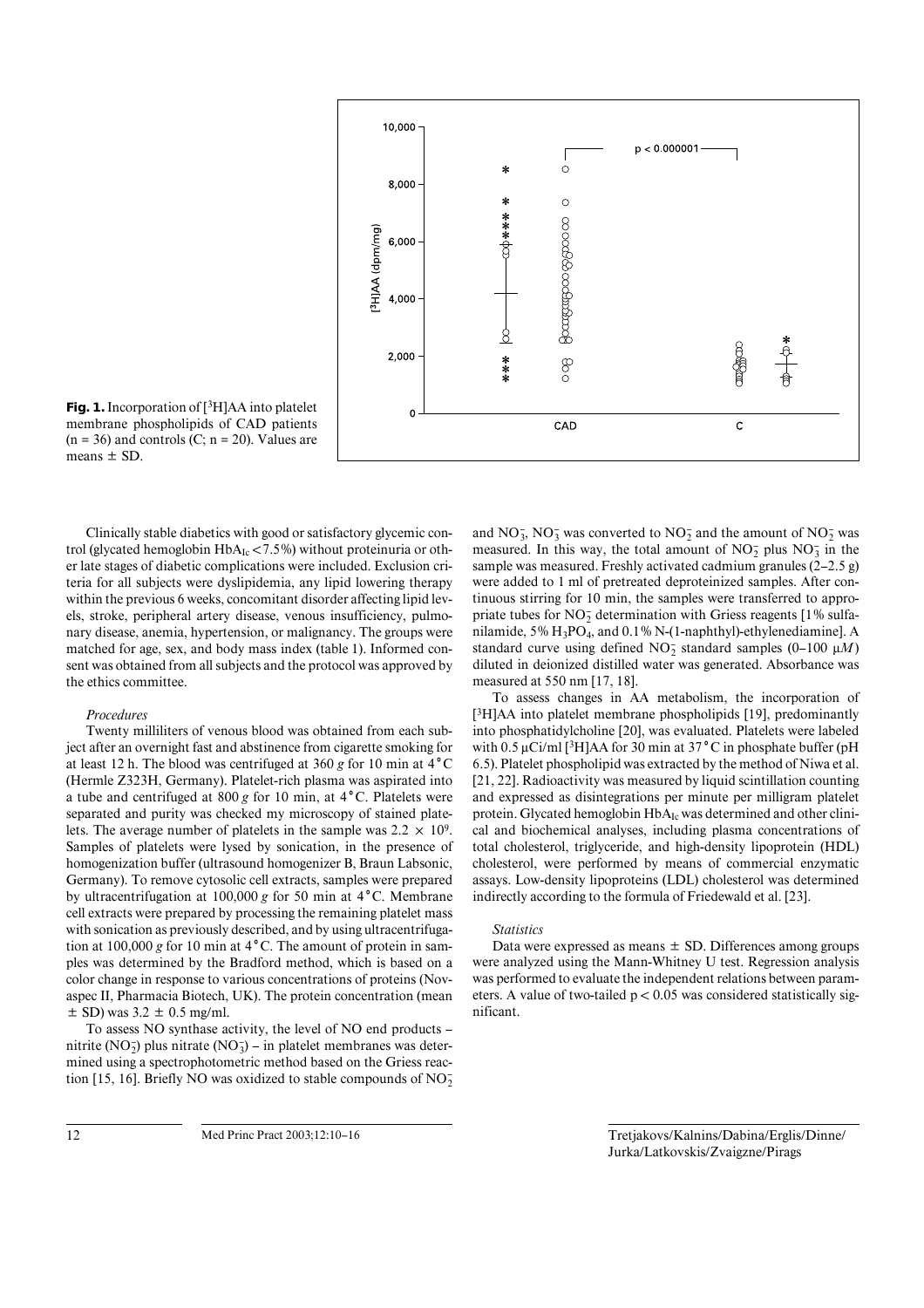**Fig. 1.** Incorporation of [$^3$H]AA into platelet membrane phospholipids of CAD patients (n = 36) and controls (C; n = 20). Values are means ± SD.

Clinically stable diabetics with good or satisfactory glycemic control (glycated hemoglobin $HbA_{Ic}$ <7.5%) without proteinuria or other late stages of diabetic complications were included. Exclusion criteria for all subjects were dyslipidemia, any lipid lowering therapy within the previous 6 weeks, concomitant disorder affecting lipid levels, stroke, peripheral artery disease, venous insufficiency, pulmonary disease, anemia, hypertension, or malignancy. The groups were matched for age, sex, and body mass index (table 1). Informed consent was obtained from all subjects and the protocol was approved by the ethics committee.

*Procedures*

Twenty milliliters of venous blood was obtained from each subject after an overnight fast and abstinence from cigarette smoking for at least 12 h. The blood was centrifuged at 360 *g* for 10 min at 4°C (Hermle Z323H, Germany). Platelet-rich plasma was aspirated into a tube and centrifuged at 800 *g* for 10 min, at 4°C. Platelets were separated and purity was checked my microscopy of stained platelets. The average number of platelets in the sample was $2.2 \times 10^9$. Samples of platelets were lysed by sonication, in the presence of homogenization buffer (ultrasound homogenizer B, Braun Labsonic, Germany). To remove cytosolic cell extracts, samples were prepared by ultracentrifugation at 100,000 *g* for 50 min at 4°C. Membrane cell extracts were prepared by processing the remaining platelet mass with sonication as previously described, and by using ultracentrifugation at 100,000 *g* for 10 min at 4°C. The amount of protein in samples was determined by the Bradford method, which is based on a color change in response to various concentrations of proteins (Novaspec II, Pharmacia Biotech, UK). The protein concentration (mean ± SD) was 3.2 ± 0.5 mg/ml.

To assess NO synthase activity, the level of NO end products – nitrite ($NO_2^-$) plus nitrate ($NO_3^-$) – in platelet membranes was determined using a spectrophotometric method based on the Griess reaction [15, 16]. Briefly NO was oxidized to stable compounds of $NO_2^-$ and $NO_3^-$, $NO_3^-$ was converted to $NO_2^-$ and the amount of $NO_2^-$ was measured. In this way, the total amount of $NO_2^-$ plus $NO_3^-$ in the sample was measured. Freshly activated cadmium granules (2–2.5 g) were added to 1 ml of pretreated deproteinized samples. After continuous stirring for 10 min, the samples were transferred to appropriate tubes for $NO_2^-$ determination with Griess reagents [1% sulfanilamide, 5% $H_3PO_4$, and 0.1% N-(1-naphthyl)-ethylenediamine]. A standard curve using defined $NO_2^-$ standard samples (0–100 μ*M*) diluted in deionized distilled water was generated. Absorbance was measured at 550 nm [17, 18].

To assess changes in AA metabolism, the incorporation of [$^3$H]AA into platelet membrane phospholipids [19], predominantly into phosphatidylcholine [20], was evaluated. Platelets were labeled with 0.5 μCi/ml [$^3$H]AA for 30 min at 37°C in phosphate buffer (pH 6.5). Platelet phospholipid was extracted by the method of Niwa et al. [21, 22]. Radioactivity was measured by liquid scintillation counting and expressed as disintegrations per minute per milligram platelet protein. Glycated hemoglobin $HbA_{Ic}$ was determined and other clinical and biochemical analyses, including plasma concentrations of total cholesterol, triglyceride, and high-density lipoprotein (HDL) cholesterol, were performed by means of commercial enzymatic assays. Low-density lipoproteins (LDL) cholesterol was determined indirectly according to the formula of Friedewald et al. [23].

*Statistics*

Data were expressed as means ± SD. Differences among groups were analyzed using the Mann-Whitney U test. Regression analysis was performed to evaluate the independent relations between parameters. A value of two-tailed $p < 0.05$ was considered statistically significant.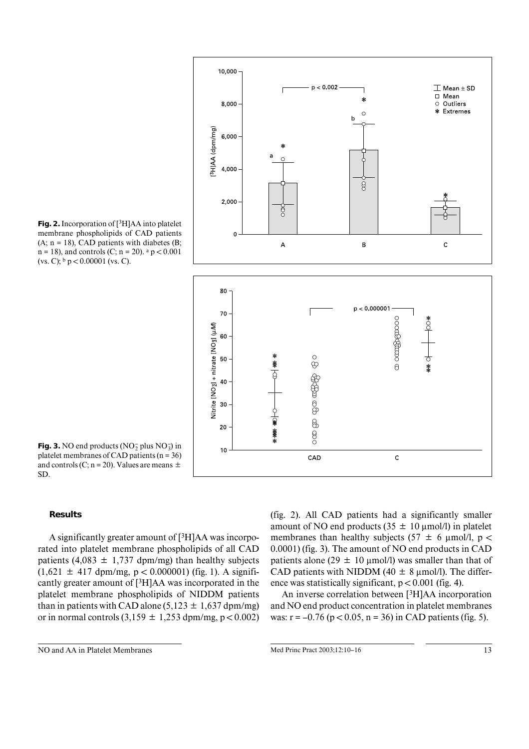**Fig. 2.** Incorporation of [$^3$H]AA into platelet membrane phospholipids of CAD patients (A; n = 18), CAD patients with diabetes (B; n = 18), and controls (C; n = 20). [a] $p < 0.001$ (vs. C); [b] $p < 0.00001$ (vs. C).

**Fig. 3.** NO end products ($NO_2^-$ plus $NO_3^-$) in platelet membranes of CAD patients (n = 36) and controls (C; n = 20). Values are means ± SD.

## Results

A significantly greater amount of [$^3$H]AA was incorporated into platelet membrane phospholipids of all CAD patients (4,083 ± 1,737 dpm/mg) than healthy subjects (1,621 ± 417 dpm/mg, $p < 0.000001$) (fig. 1). A significantly greater amount of [$^3$H]AA was incorporated in the platelet membrane phospholipids of NIDDM patients than in patients with CAD alone (5,123 ± 1,637 dpm/mg) or in normal controls (3,159 ± 1,253 dpm/mg, $p < 0.002$) (fig. 2). All CAD patients had a significantly smaller amount of NO end products (35 ± 10 μmol/l) in platelet membranes than healthy subjects (57 ± 6 μmol/l, $p < 0.0001$) (fig. 3). The amount of NO end products in CAD patients alone (29 ± 10 μmol/l) was smaller than that of CAD patients with NIDDM (40 ± 8 μmol/l). The difference was statistically significant, $p < 0.001$ (fig. 4).

An inverse correlation between [$^3$H]AA incorporation and NO end product concentration in platelet membranes was: $r = -0.76$ ($p < 0.05$, n = 36) in CAD patients (fig. 5).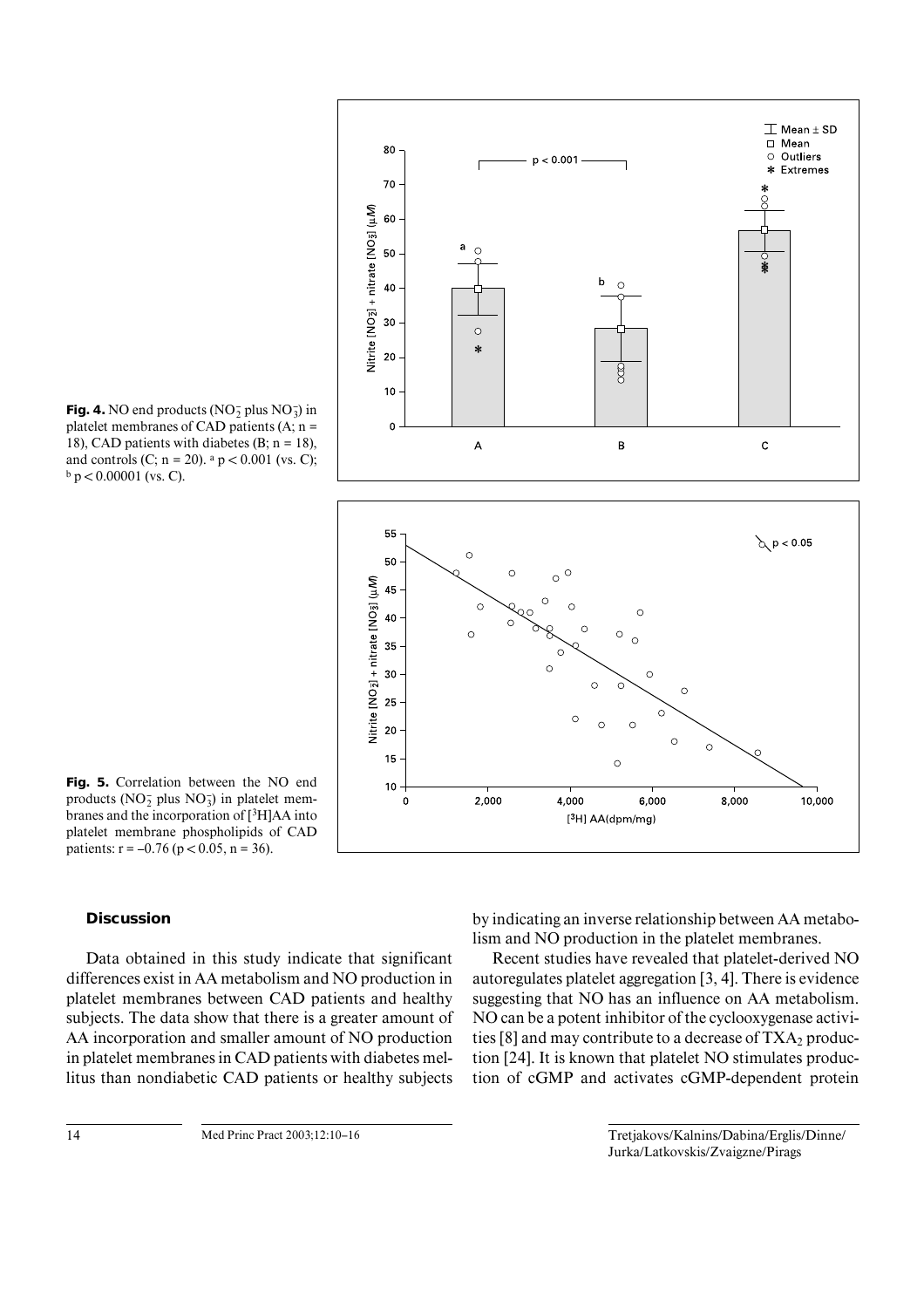**Fig. 4.** NO end products ($NO_2^-$ plus $NO_3^-$) in platelet membranes of CAD patients (A; n = 18), CAD patients with diabetes (B; n = 18), and controls (C; n = 20). [a] $p < 0.001$ (vs. C); [b] $p < 0.00001$ (vs. C).

**Fig. 5.** Correlation between the NO end products ($NO_2^-$ plus $NO_3^-$) in platelet membranes and the incorporation of [$^3$H]AA into platelet membrane phospholipids of CAD patients: $r = -0.76$ ($p < 0.05$, n = 36).

## Discussion

Data obtained in this study indicate that significant differences exist in AA metabolism and NO production in platelet membranes between CAD patients and healthy subjects. The data show that there is a greater amount of AA incorporation and smaller amount of NO production in platelet membranes in CAD patients with diabetes mellitus than nondiabetic CAD patients or healthy subjects by indicating an inverse relationship between AA metabolism and NO production in the platelet membranes.

Recent studies have revealed that platelet-derived NO autoregulates platelet aggregation [3, 4]. There is evidence suggesting that NO has an influence on AA metabolism. NO can be a potent inhibitor of the cyclooxygenase activities [8] and may contribute to a decrease of $TXA_2$ production [24]. It is known that platelet NO stimulates production of cGMP and activates cGMP-dependent protein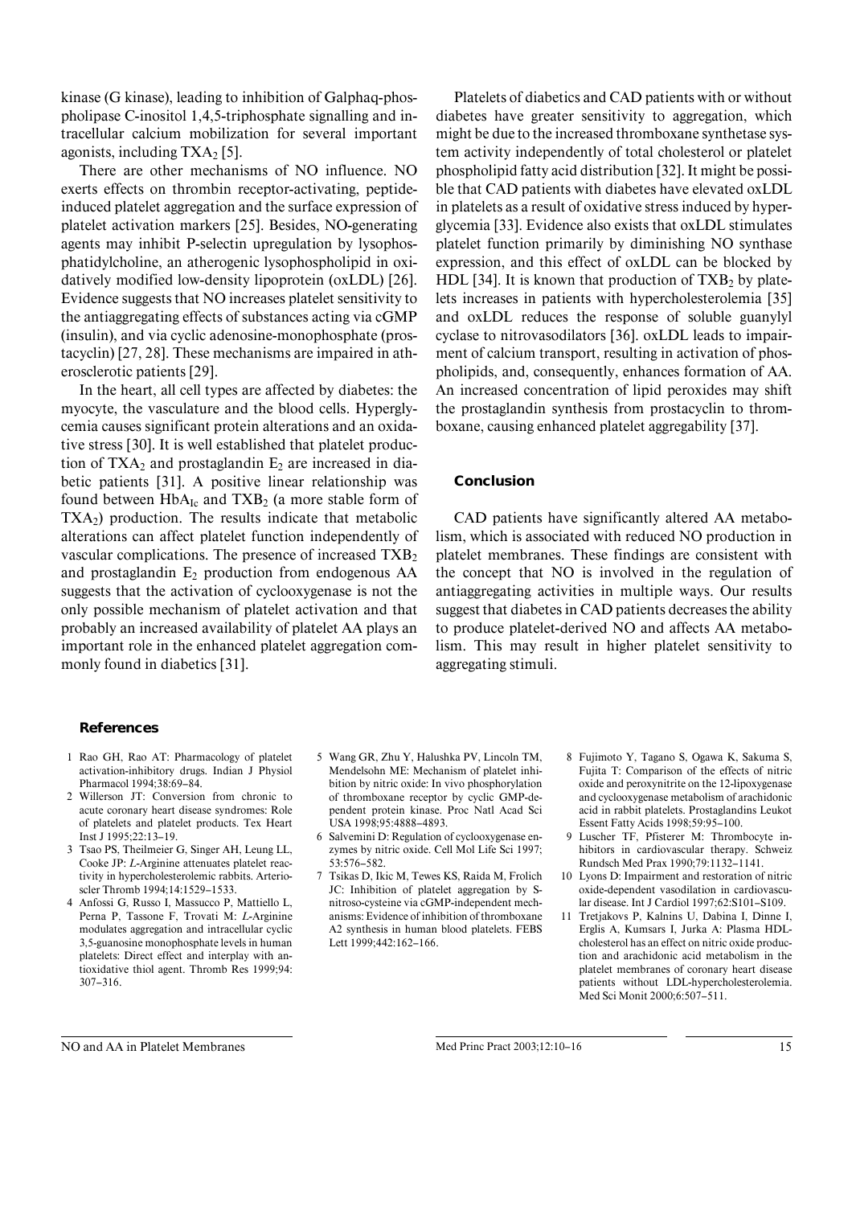kinase (G kinase), leading to inhibition of Galphaq-phospholipase C-inositol 1,4,5-triphosphate signalling and intracellular calcium mobilization for several important agonists, including $TXA_2$ [5].

There are other mechanisms of NO influence. NO exerts effects on thrombin receptor-activating, peptide-induced platelet aggregation and the surface expression of platelet activation markers [25]. Besides, NO-generating agents may inhibit P-selectin upregulation by lysophosphatidylcholine, an atherogenic lysophospholipid in oxidatively modified low-density lipoprotein (oxLDL) [26]. Evidence suggests that NO increases platelet sensitivity to the antiaggregating effects of substances acting via cGMP (insulin), and via cyclic adenosine-monophosphate (prostacyclin) [27, 28]. These mechanisms are impaired in atherosclerotic patients [29].

In the heart, all cell types are affected by diabetes: the myocyte, the vasculature and the blood cells. Hyperglycemia causes significant protein alterations and an oxidative stress [30]. It is well established that platelet production of $TXA_2$ and prostaglandin $E_2$ are increased in diabetic patients [31]. A positive linear relationship was found between $HbA_{Ic}$ and $TXB_2$ (a more stable form of $TXA_2$) production. The results indicate that metabolic alterations can affect platelet function independently of vascular complications. The presence of increased $TXB_2$ and prostaglandin $E_2$ production from endogenous AA suggests that the activation of cyclooxygenase is not the only possible mechanism of platelet activation and that probably an increased availability of platelet AA plays an important role in the enhanced platelet aggregation commonly found in diabetics [31].

Platelets of diabetics and CAD patients with or without diabetes have greater sensitivity to aggregation, which might be due to the increased thromboxane synthetase system activity independently of total cholesterol or platelet phospholipid fatty acid distribution [32]. It might be possible that CAD patients with diabetes have elevated oxLDL in platelets as a result of oxidative stress induced by hyperglycemia [33]. Evidence also exists that oxLDL stimulates platelet function primarily by diminishing NO synthase expression, and this effect of oxLDL can be blocked by HDL [34]. It is known that production of $TXB_2$ by platelets increases in patients with hypercholesterolemia [35] and oxLDL reduces the response of soluble guanylyl cyclase to nitrovasodilators [36]. oxLDL leads to impairment of calcium transport, resulting in activation of phospholipids, and, consequently, enhances formation of AA. An increased concentration of lipid peroxides may shift the prostaglandin synthesis from prostacyclin to thromboxane, causing enhanced platelet aggregability [37].

## Conclusion

CAD patients have significantly altered AA metabolism, which is associated with reduced NO production in platelet membranes. These findings are consistent with the concept that NO is involved in the regulation of antiaggregating activities in multiple ways. Our results suggest that diabetes in CAD patients decreases the ability to produce platelet-derived NO and affects AA metabolism. This may result in higher platelet sensitivity to aggregating stimuli.

## References

1. Rao GH, Rao AT: Pharmacology of platelet activation-inhibitory drugs. Indian J Physiol Pharmacol 1994;38:69–84.
2. Willerson JT: Conversion from chronic to acute coronary heart disease syndromes: Role of platelets and platelet products. Tex Heart Inst J 1995;22:13–19.
3. Tsao PS, Theilmeier G, Singer AH, Leung LL, Cooke JP: *L*-Arginine attenuates platelet reactivity in hypercholesterolemic rabbits. Arterioscler Thromb 1994;14:1529–1533.
4. Anfossi G, Russo I, Massucco P, Mattiello L, Perna P, Tassone F, Trovati M: *L*-Arginine modulates aggregation and intracellular cyclic 3,5-guanosine monophosphate levels in human platelets: Direct effect and interplay with antioxidative thiol agent. Thromb Res 1999;94:307–316.
5. Wang GR, Zhu Y, Halushka PV, Lincoln TM, Mendelsohn ME: Mechanism of platelet inhibition by nitric oxide: In vivo phosphorylation of thromboxane receptor by cyclic GMP-dependent protein kinase. Proc Natl Acad Sci USA 1998;95:4888–4893.
6. Salvemini D: Regulation of cyclooxygenase enzymes by nitric oxide. Cell Mol Life Sci 1997;53:576–582.
7. Tsikas D, Ikic M, Tewes KS, Raida M, Frolich JC: Inhibition of platelet aggregation by S-nitroso-cysteine via cGMP-independent mechanisms: Evidence of inhibition of thromboxane A2 synthesis in human blood platelets. FEBS Lett 1999;442:162–166.
8. Fujimoto Y, Tagano S, Ogawa K, Sakuma S, Fujita T: Comparison of the effects of nitric oxide and peroxynitrite on the 12-lipoxygenase and cyclooxygenase metabolism of arachidonic acid in rabbit platelets. Prostaglandins Leukot Essent Fatty Acids 1998;59:95–100.
9. Luscher TF, Pfisterer M: Thrombocyte inhibitors in cardiovascular therapy. Schweiz Rundsch Med Prax 1990;79:1132–1141.
10. Lyons D: Impairment and restoration of nitric oxide-dependent vasodilation in cardiovascular disease. Int J Cardiol 1997;62:S101–S109.
11. Tretjakovs P, Kalnins U, Dabina I, Dinne I, Erglis A, Kumsars I, Jurka A: Plasma HDL-cholesterol has an effect on nitric oxide production and arachidonic acid metabolism in the platelet membranes of coronary heart disease patients without LDL-hypercholesterolemia. Med Sci Monit 2000;6:507–511.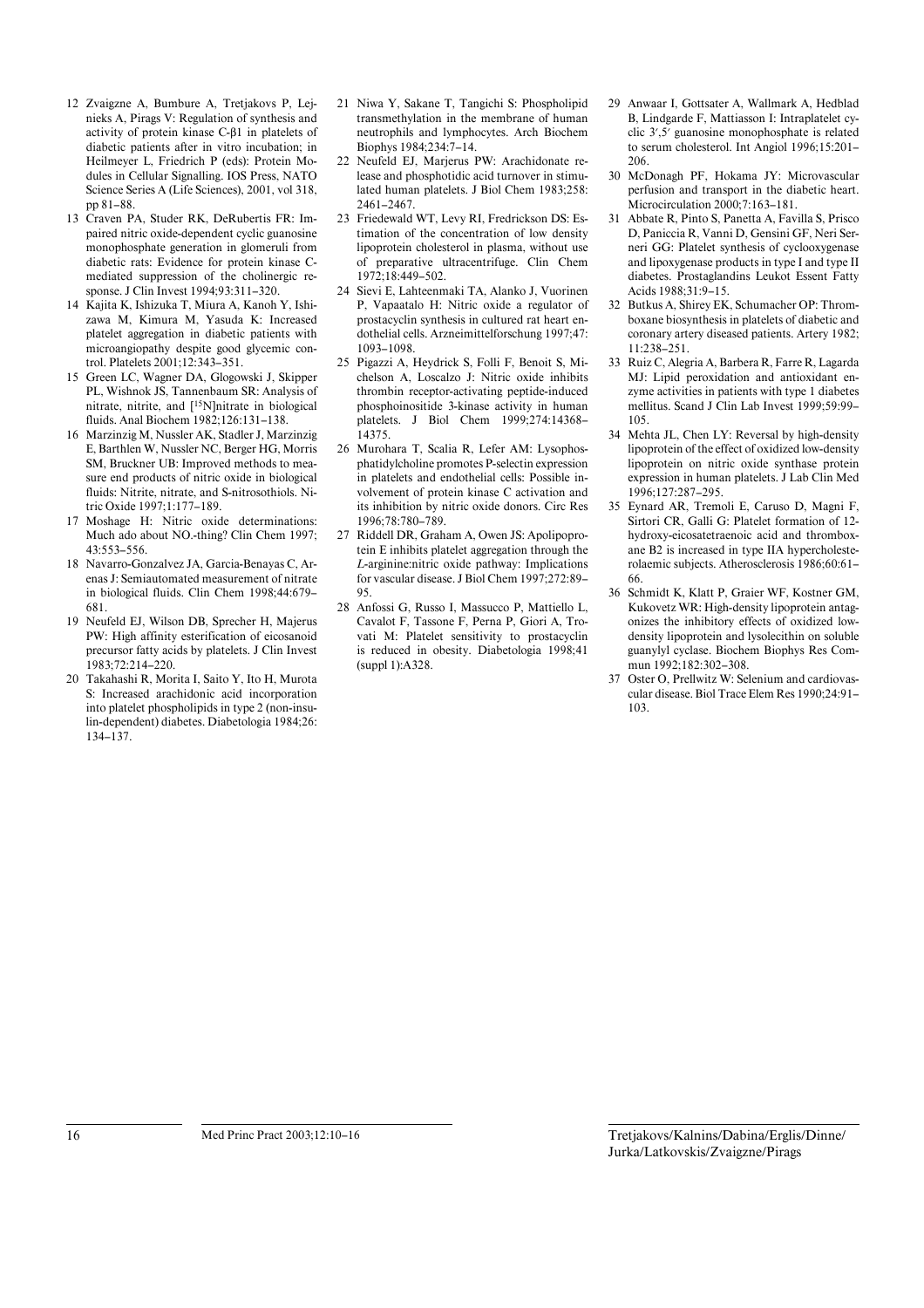12 Zvaigzne A, Bumbure A, Tretjakovs P, Lejnieks A, Pirags V: Regulation of synthesis and activity of protein kinase C-β1 in platelets of diabetic patients after in vitro incubation; in Heilmeyer L, Friedrich P (eds): Protein Modules in Cellular Signalling. IOS Press, NATO Science Series A (Life Sciences), 2001, vol 318, pp 81–88.

13 Craven PA, Studer RK, DeRubertis FR: Impaired nitric oxide-dependent cyclic guanosine monophosphate generation in glomeruli from diabetic rats: Evidence for protein kinase C-mediated suppression of the cholinergic response. J Clin Invest 1994;93:311–320.

14 Kajita K, Ishizuka T, Miura A, Kanoh Y, Ishizawa M, Kimura M, Yasuda K: Increased platelet aggregation in diabetic patients with microangiopathy despite good glycemic control. Platelets 2001;12:343–351.

15 Green LC, Wagner DA, Glogowski J, Skipper PL, Wishnok JS, Tannenbaum SR: Analysis of nitrate, nitrite, and [$^{15}$N]nitrate in biological fluids. Anal Biochem 1982;126:131–138.

16 Marzinzig M, Nussler AK, Stadler J, Marzinzig E, Barthlen W, Nussler NC, Berger HG, Morris SM, Bruckner UB: Improved methods to measure end products of nitric oxide in biological fluids: Nitrite, nitrate, and S-nitrosothiols. Nitric Oxide 1997;1:177–189.

17 Moshage H: Nitric oxide determinations: Much ado about NO.-thing? Clin Chem 1997;43:553–556.

18 Navarro-Gonzalvez JA, Garcia-Benayas C, Arenas J: Semiautomated measurement of nitrate in biological fluids. Clin Chem 1998;44:679–681.

19 Neufeld EJ, Wilson DB, Sprecher H, Majerus PW: High affinity esterification of eicosanoid precursor fatty acids by platelets. J Clin Invest 1983;72:214–220.

20 Takahashi R, Morita I, Saito Y, Ito H, Murota S: Increased arachidonic acid incorporation into platelet phospholipids in type 2 (non-insulin-dependent) diabetes. Diabetologia 1984;26:134–137.

21 Niwa Y, Sakane T, Tangichi S: Phospholipid transmethylation in the membrane of human neutrophils and lymphocytes. Arch Biochem Biophys 1984;234:7–14.

22 Neufeld EJ, Marjerus PW: Arachidonate release and phosphotidic acid turnover in stimulated human platelets. J Biol Chem 1983;258:2461–2467.

23 Friedewald WT, Levy RI, Fredrickson DS: Estimation of the concentration of low density lipoprotein cholesterol in plasma, without use of preparative ultracentrifuge. Clin Chem 1972;18:449–502.

24 Sievi E, Lahteenmaki TA, Alanko J, Vuorinen P, Vapaatalo H: Nitric oxide a regulator of prostacyclin synthesis in cultured rat heart endothelial cells. Arzneimittelforschung 1997;47:1093–1098.

25 Pigazzi A, Heydrick S, Folli F, Benoit S, Michelson A, Loscalzo J: Nitric oxide inhibits thrombin receptor-activating peptide-induced phosphoinositide 3-kinase activity in human platelets. J Biol Chem 1999;274:14368–14375.

26 Murohara T, Scalia R, Lefer AM: Lysophosphatidylcholine promotes P-selectin expression in platelets and endothelial cells: Possible involvement of protein kinase C activation and its inhibition by nitric oxide donors. Circ Res 1996;78:780–789.

27 Riddell DR, Graham A, Owen JS: Apolipoprotein E inhibits platelet aggregation through the *L*-arginine:nitric oxide pathway: Implications for vascular disease. J Biol Chem 1997;272:89–95.

28 Anfossi G, Russo I, Massucco P, Mattiello L, Cavalot F, Tassone F, Perna P, Giori A, Trovati M: Platelet sensitivity to prostacyclin is reduced in obesity. Diabetologia 1998;41 (suppl 1):A328.

29 Anwaar I, Gottsater A, Wallmark A, Hedblad B, Lindgarde F, Mattiasson I: Intraplatelet cyclic 3′,5′ guanosine monophosphate is related to serum cholesterol. Int Angiol 1996;15:201–206.

30 McDonagh PF, Hokama JY: Microvascular perfusion and transport in the diabetic heart. Microcirculation 2000;7:163–181.

31 Abbate R, Pinto S, Panetta A, Favilla S, Prisco D, Paniccia R, Vanni D, Gensini GF, Neri Serneri GG: Platelet synthesis of cyclooxygenase and lipoxygenase products in type I and type II diabetes. Prostaglandins Leukot Essent Fatty Acids 1988;31:9–15.

32 Butkus A, Shirey EK, Schumacher OP: Thromboxane biosynthesis in platelets of diabetic and coronary artery diseased patients. Artery 1982;11:238–251.

33 Ruiz C, Alegria A, Barbera R, Farre R, Lagarda MJ: Lipid peroxidation and antioxidant enzyme activities in patients with type 1 diabetes mellitus. Scand J Clin Lab Invest 1999;59:99–105.

34 Mehta JL, Chen LY: Reversal by high-density lipoprotein of the effect of oxidized low-density lipoprotein on nitric oxide synthase protein expression in human platelets. J Lab Clin Med 1996;127:287–295.

35 Eynard AR, Tremoli E, Caruso D, Magni F, Sirtori CR, Galli G: Platelet formation of 12-hydroxy-eicosatetraenoic acid and thromboxane B2 is increased in type IIA hypercholesterolaemic subjects. Atherosclerosis 1986;60:61–66.

36 Schmidt K, Klatt P, Graier WF, Kostner GM, Kukovetz WR: High-density lipoprotein antagonizes the inhibitory effects of oxidized low-density lipoprotein and lysolecithin on soluble guanylyl cyclase. Biochem Biophys Res Commun 1992;182:302–308.

37 Oster O, Prellwitz W: Selenium and cardiovascular disease. Biol Trace Elem Res 1990;24:91–103.